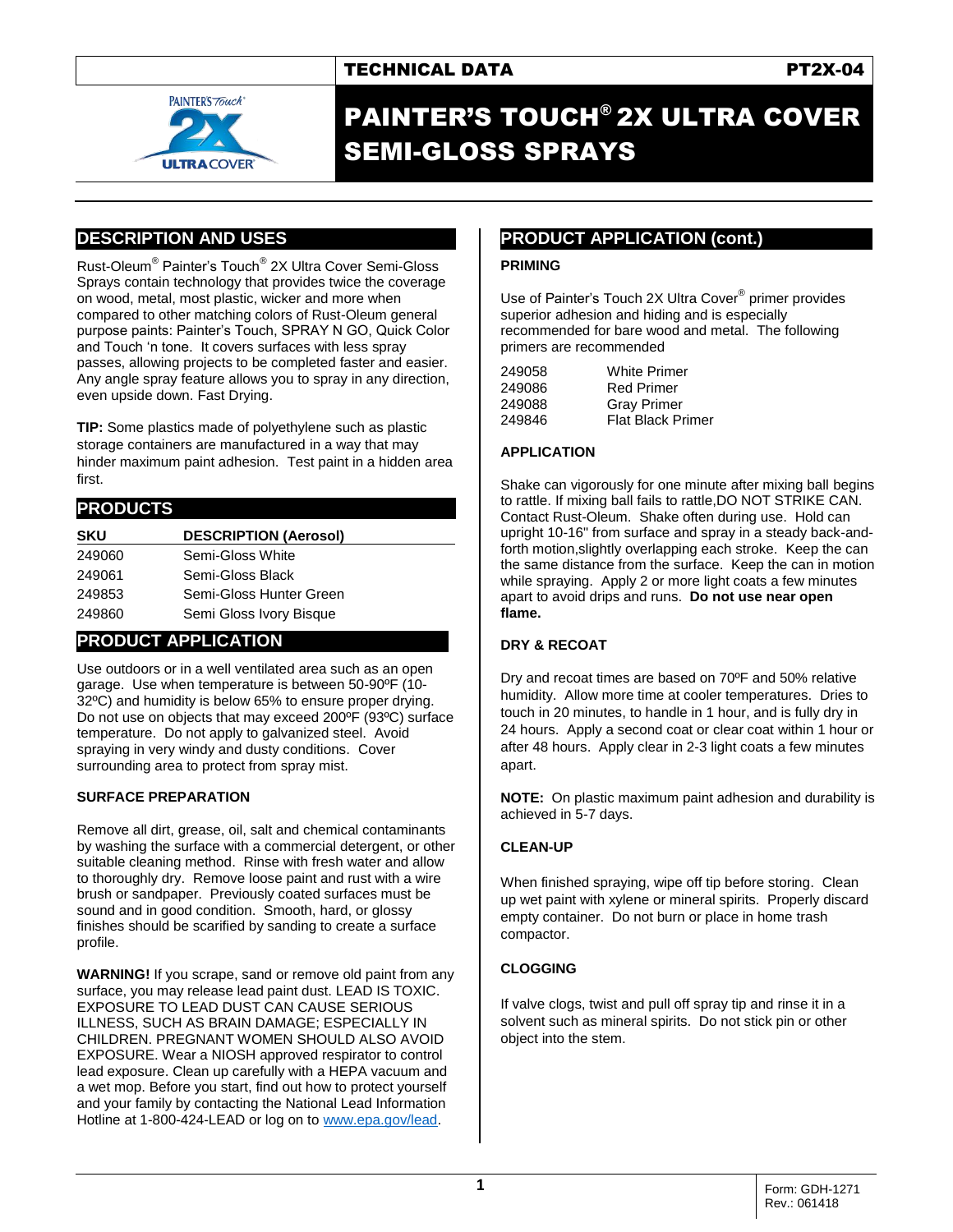TECHNICAL DATA PT2X-04

# PAINTER'S TOUCH® 2X ULTRA COVER SEMI-GLOSS SPRAYS

## DESCRIPTION AND USES

Rust-Oleum® Painter's Touch® 2X Ultra Cover Semi-Gloss Sprays contain technology that provides twice the coverage on wood, metal, most plastic, wicker and more when compared to other matching colors of Rust-Oleum general purpose paints: Painter's Touch, SPRAY N GO, Quick Color and Touch 'n tone. It covers surfaces with less spray passes, allowing projects to be completed faster and easier. Any angle spray feature allows you to spray in any direction, even upside down. Fast Drying.

**TIP:** Some plastics made of polyethylene such as plastic storage containers are manufactured in a way that may hinder maximum paint adhesion. Test paint in a hidden area first.

## PRODUCTS

| SKU | DESCRIPTION (Aerosol) |
|---|---|
| 249060 | Semi-Gloss White |
| 249061 | Semi-Gloss Black |
| 249853 | Semi-Gloss Hunter Green |
| 249860 | Semi Gloss Ivory Bisque |

## PRODUCT APPLICATION

Use outdoors or in a well ventilated area such as an open garage. Use when temperature is between 50-90ºF (10-32ºC) and humidity is below 65% to ensure proper drying. Do not use on objects that may exceed 200ºF (93ºC) surface temperature. Do not apply to galvanized steel. Avoid spraying in very windy and dusty conditions. Cover surrounding area to protect from spray mist.

### SURFACE PREPARATION

Remove all dirt, grease, oil, salt and chemical contaminants by washing the surface with a commercial detergent, or other suitable cleaning method. Rinse with fresh water and allow to thoroughly dry. Remove loose paint and rust with a wire brush or sandpaper. Previously coated surfaces must be sound and in good condition. Smooth, hard, or glossy finishes should be scarified by sanding to create a surface profile.

**WARNING!** If you scrape, sand or remove old paint from any surface, you may release lead paint dust. LEAD IS TOXIC. EXPOSURE TO LEAD DUST CAN CAUSE SERIOUS ILLNESS, SUCH AS BRAIN DAMAGE; ESPECIALLY IN CHILDREN. PREGNANT WOMEN SHOULD ALSO AVOID EXPOSURE. Wear a NIOSH approved respirator to control lead exposure. Clean up carefully with a HEPA vacuum and a wet mop. Before you start, find out how to protect yourself and your family by contacting the National Lead Information Hotline at 1-800-424-LEAD or log on to www.epa.gov/lead.

## PRODUCT APPLICATION (cont.)

### PRIMING

Use of Painter's Touch 2X Ultra Cover® primer provides superior adhesion and hiding and is especially recommended for bare wood and metal. The following primers are recommended

| | |
|---|---|
| 249058 | White Primer |
| 249086 | Red Primer |
| 249088 | Gray Primer |
| 249846 | Flat Black Primer |

### APPLICATION

Shake can vigorously for one minute after mixing ball begins to rattle. If mixing ball fails to rattle,DO NOT STRIKE CAN. Contact Rust-Oleum. Shake often during use. Hold can upright 10-16" from surface and spray in a steady back-and-forth motion,slightly overlapping each stroke. Keep the can the same distance from the surface. Keep the can in motion while spraying. Apply 2 or more light coats a few minutes apart to avoid drips and runs. **Do not use near open flame.**

### DRY & RECOAT

Dry and recoat times are based on 70ºF and 50% relative humidity. Allow more time at cooler temperatures. Dries to touch in 20 minutes, to handle in 1 hour, and is fully dry in 24 hours. Apply a second coat or clear coat within 1 hour or after 48 hours. Apply clear in 2-3 light coats a few minutes apart.

**NOTE:** On plastic maximum paint adhesion and durability is achieved in 5-7 days.

### CLEAN-UP

When finished spraying, wipe off tip before storing. Clean up wet paint with xylene or mineral spirits. Properly discard empty container. Do not burn or place in home trash compactor.

### CLOGGING

If valve clogs, twist and pull off spray tip and rinse it in a solvent such as mineral spirits. Do not stick pin or other object into the stem.

Form: GDH-1271
Rev.: 061418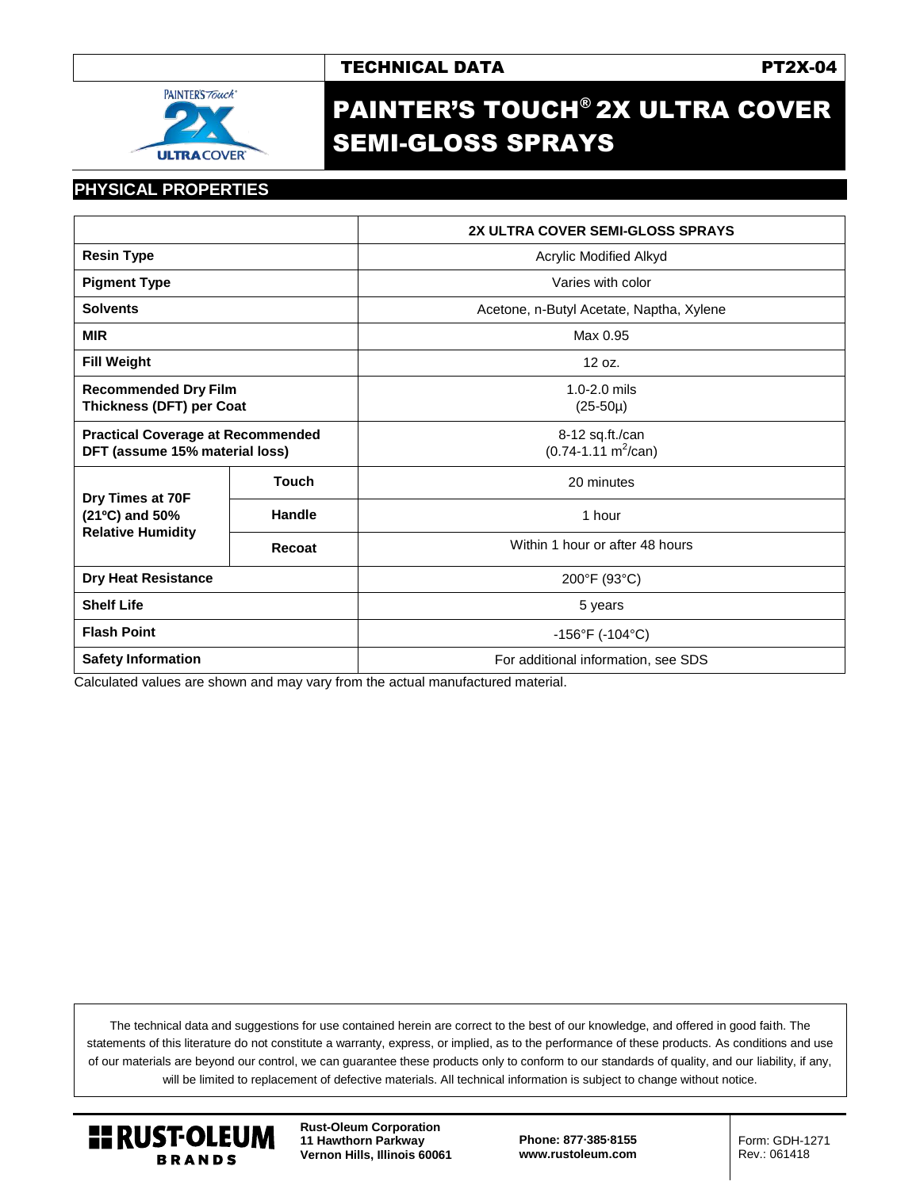TECHNICAL DATA PT2X-04

# PAINTER'S TOUCH® 2X ULTRA COVER SEMI-GLOSS SPRAYS

## PHYSICAL PROPERTIES

| | | 2X ULTRA COVER SEMI-GLOSS SPRAYS |
|---|---|---|
| **Resin Type** | | Acrylic Modified Alkyd |
| **Pigment Type** | | Varies with color |
| **Solvents** | | Acetone, n-Butyl Acetate, Naptha, Xylene |
| **MIR** | | Max 0.95 |
| **Fill Weight** | | 12 oz. |
| **Recommended Dry Film Thickness (DFT) per Coat** | | 1.0-2.0 mils (25-50µ) |
| **Practical Coverage at Recommended DFT (assume 15% material loss)** | | 8-12 sq.ft./can (0.74-1.11 $m^2$/can) |
| **Dry Times at 70F (21ºC) and 50% Relative Humidity** | **Touch** | 20 minutes |
| | **Handle** | 1 hour |
| | **Recoat** | Within 1 hour or after 48 hours |
| **Dry Heat Resistance** | | 200°F (93°C) |
| **Shelf Life** | | 5 years |
| **Flash Point** | | -156°F (-104°C) |
| **Safety Information** | | For additional information, see SDS |

Calculated values are shown and may vary from the actual manufactured material.

The technical data and suggestions for use contained herein are correct to the best of our knowledge, and offered in good faith. The statements of this literature do not constitute a warranty, express, or implied, as to the performance of these products. As conditions and use of our materials are beyond our control, we can guarantee these products only to conform to our standards of quality, and our liability, if any, will be limited to replacement of defective materials. All technical information is subject to change without notice.

**Rust-Oleum Corporation**
**11 Hawthorn Parkway**
**Vernon Hills, Illinois 60061**

**Phone: 877·385·8155**
**www.rustoleum.com**

Form: GDH-1271
Rev.: 061418